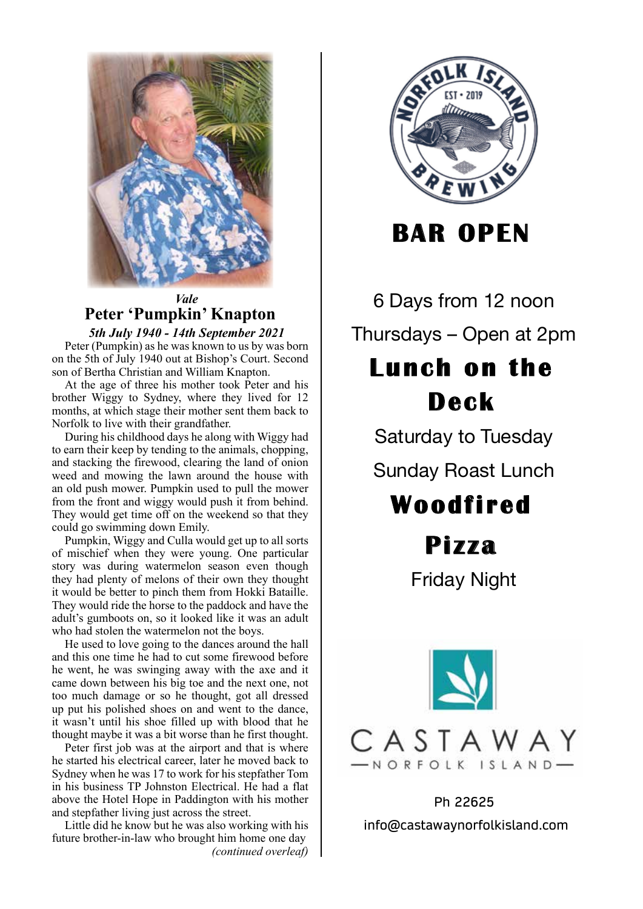*Vale*

## Peter 'Pumpkin' Knapton

***5th July 1940 - 14th September 2021***

Peter (Pumpkin) as he was known to us by was born on the 5th of July 1940 out at Bishop's Court. Second son of Bertha Christian and William Knapton.

At the age of three his mother took Peter and his brother Wiggy to Sydney, where they lived for 12 months, at which stage their mother sent them back to Norfolk to live with their grandfather.

During his childhood days he along with Wiggy had to earn their keep by tending to the animals, chopping, and stacking the firewood, clearing the land of onion weed and mowing the lawn around the house with an old push mower. Pumpkin used to pull the mower from the front and wiggy would push it from behind. They would get time off on the weekend so that they could go swimming down Emily.

Pumpkin, Wiggy and Culla would get up to all sorts of mischief when they were young. One particular story was during watermelon season even though they had plenty of melons of their own they thought it would be better to pinch them from Hokki Bataille. They would ride the horse to the paddock and have the adult's gumboots on, so it looked like it was an adult who had stolen the watermelon not the boys.

He used to love going to the dances around the hall and this one time he had to cut some firewood before he went, he was swinging away with the axe and it came down between his big toe and the next one, not too much damage or so he thought, got all dressed up put his polished shoes on and went to the dance, it wasn't until his shoe filled up with blood that he thought maybe it was a bit worse than he first thought.

Peter first job was at the airport and that is where he started his electrical career, later he moved back to Sydney when he was 17 to work for his stepfather Tom in his business TP Johnston Electrical. He had a flat above the Hotel Hope in Paddington with his mother and stepfather living just across the street.

Little did he know but he was also working with his future brother-in-law who brought him home one day

*(continued overleaf)*

---

NORFOLK ISLAND BREWING
EST • 2019

# BAR OPEN

6 Days from 12 noon

Thursdays – Open at 2pm

## Lunch on the Deck

Saturday to Tuesday

Sunday Roast Lunch

## Woodfired Pizza

Friday Night

CASTAWAY
—NORFOLK ISLAND—

Ph 22625

info@castawaynorfolkisland.com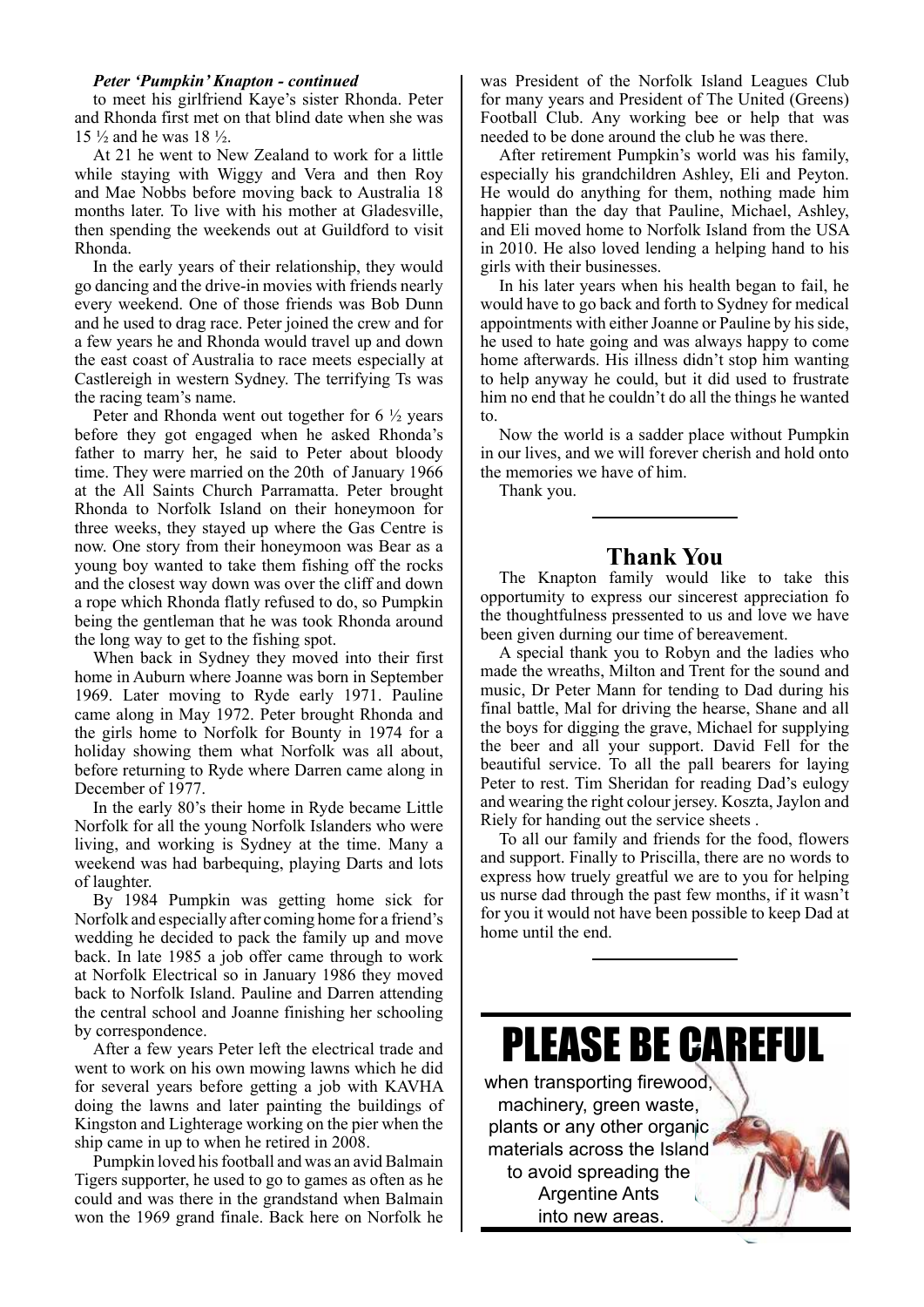***Peter 'Pumpkin' Knapton - continued***

to meet his girlfriend Kaye's sister Rhonda. Peter and Rhonda first met on that blind date when she was 15 ½ and he was 18 ½.

At 21 he went to New Zealand to work for a little while staying with Wiggy and Vera and then Roy and Mae Nobbs before moving back to Australia 18 months later. To live with his mother at Gladesville, then spending the weekends out at Guildford to visit Rhonda.

In the early years of their relationship, they would go dancing and the drive-in movies with friends nearly every weekend. One of those friends was Bob Dunn and he used to drag race. Peter joined the crew and for a few years he and Rhonda would travel up and down the east coast of Australia to race meets especially at Castlereigh in western Sydney. The terrifying Ts was the racing team's name.

Peter and Rhonda went out together for 6 ½ years before they got engaged when he asked Rhonda's father to marry her, he said to Peter about bloody time. They were married on the 20th of January 1966 at the All Saints Church Parramatta. Peter brought Rhonda to Norfolk Island on their honeymoon for three weeks, they stayed up where the Gas Centre is now. One story from their honeymoon was Bear as a young boy wanted to take them fishing off the rocks and the closest way down was over the cliff and down a rope which Rhonda flatly refused to do, so Pumpkin being the gentleman that he was took Rhonda around the long way to get to the fishing spot.

When back in Sydney they moved into their first home in Auburn where Joanne was born in September 1969. Later moving to Ryde early 1971. Pauline came along in May 1972. Peter brought Rhonda and the girls home to Norfolk for Bounty in 1974 for a holiday showing them what Norfolk was all about, before returning to Ryde where Darren came along in December of 1977.

In the early 80's their home in Ryde became Little Norfolk for all the young Norfolk Islanders who were living, and working is Sydney at the time. Many a weekend was had barbequing, playing Darts and lots of laughter.

By 1984 Pumpkin was getting home sick for Norfolk and especially after coming home for a friend's wedding he decided to pack the family up and move back. In late 1985 a job offer came through to work at Norfolk Electrical so in January 1986 they moved back to Norfolk Island. Pauline and Darren attending the central school and Joanne finishing her schooling by correspondence.

After a few years Peter left the electrical trade and went to work on his own mowing lawns which he did for several years before getting a job with KAVHA doing the lawns and later painting the buildings of Kingston and Lighterage working on the pier when the ship came in up to when he retired in 2008.

Pumpkin loved his football and was an avid Balmain Tigers supporter, he used to go to games as often as he could and was there in the grandstand when Balmain won the 1969 grand finale. Back here on Norfolk he was President of the Norfolk Island Leagues Club for many years and President of The United (Greens) Football Club. Any working bee or help that was needed to be done around the club he was there.

After retirement Pumpkin's world was his family, especially his grandchildren Ashley, Eli and Peyton. He would do anything for them, nothing made him happier than the day that Pauline, Michael, Ashley, and Eli moved home to Norfolk Island from the USA in 2010. He also loved lending a helping hand to his girls with their businesses.

In his later years when his health began to fail, he would have to go back and forth to Sydney for medical appointments with either Joanne or Pauline by his side, he used to hate going and was always happy to come home afterwards. His illness didn't stop him wanting to help anyway he could, but it did used to frustrate him no end that he couldn't do all the things he wanted to.

Now the world is a sadder place without Pumpkin in our lives, and we will forever cherish and hold onto the memories we have of him.

Thank you.

## Thank You

The Knapton family would like to take this opportunity to express our sincerest appreciation fo the thoughtfulness pressented to us and love we have been given durning our time of bereavement.

A special thank you to Robyn and the ladies who made the wreaths, Milton and Trent for the sound and music, Dr Peter Mann for tending to Dad during his final battle, Mal for driving the hearse, Shane and all the boys for digging the grave, Michael for supplying the beer and all your support. David Fell for the beautiful service. To all the pall bearers for laying Peter to rest. Tim Sheridan for reading Dad's eulogy and wearing the right colour jersey. Koszta, Jaylon and Riely for handing out the service sheets .

To all our family and friends for the food, flowers and support. Finally to Priscilla, there are no words to express how truely greatful we are to you for helping us nurse dad through the past few months, if it wasn't for you it would not have been possible to keep Dad at home until the end.

# PLEASE BE CAREFUL

when transporting firewood, machinery, green waste, plants or any other organic materials across the Island to avoid spreading the Argentine Ants into new areas.